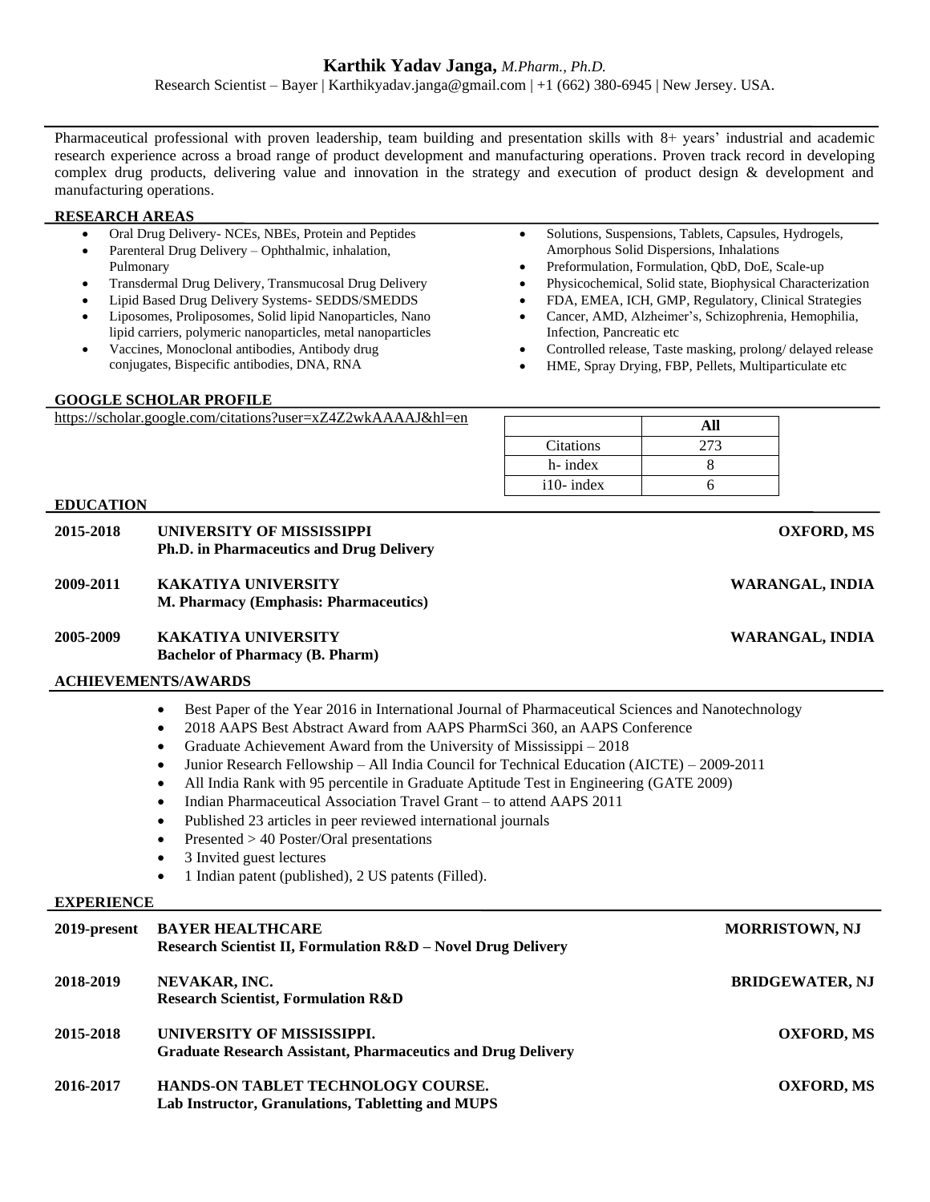# **Karthik Yadav Janga,** *M.Pharm., Ph.D.*

Research Scientist – Bayer | Karthikyadav.janga@gmail.com | +1 (662) 380-6945 | New Jersey. USA.

Pharmaceutical professional with proven leadership, team building and presentation skills with 8+ years' industrial and academic research experience across a broad range of product development and manufacturing operations. Proven track record in developing complex drug products, delivering value and innovation in the strategy and execution of product design & development and manufacturing operations.

## RESEARCH AREAS

- Oral Drug Delivery- NCEs, NBEs, Protein and Peptides
- Parenteral Drug Delivery – Ophthalmic, inhalation, Pulmonary
- Transdermal Drug Delivery, Transmucosal Drug Delivery
- Lipid Based Drug Delivery Systems- SEDDS/SMEDDS
- Liposomes, Proliposomes, Solid lipid Nanoparticles, Nano lipid carriers, polymeric nanoparticles, metal nanoparticles
- Vaccines, Monoclonal antibodies, Antibody drug conjugates, Bispecific antibodies, DNA, RNA
- Solutions, Suspensions, Tablets, Capsules, Hydrogels, Amorphous Solid Dispersions, Inhalations
- Preformulation, Formulation, QbD, DoE, Scale-up
- Physicochemical, Solid state, Biophysical Characterization
- FDA, EMEA, ICH, GMP, Regulatory, Clinical Strategies
- Cancer, AMD, Alzheimer's, Schizophrenia, Hemophilia, Infection, Pancreatic etc
- Controlled release, Taste masking, prolong/ delayed release
- HME, Spray Drying, FBP, Pellets, Multiparticulate etc

## GOOGLE SCHOLAR PROFILE

https://scholar.google.com/citations?user=xZ4Z2wkAAAAJ&hl=en

| | All |
|---|---|
| Citations | 273 |
| h- index | 8 |
| i10- index | 6 |

## EDUCATION

**2015-2018** **UNIVERSITY OF MISSISSIPPI** — **OXFORD, MS**
**Ph.D. in Pharmaceutics and Drug Delivery**

**2009-2011** **KAKATIYA UNIVERSITY** — **WARANGAL, INDIA**
**M. Pharmacy (Emphasis: Pharmaceutics)**

**2005-2009** **KAKATIYA UNIVERSITY** — **WARANGAL, INDIA**
**Bachelor of Pharmacy (B. Pharm)**

## ACHIEVEMENTS/AWARDS

- Best Paper of the Year 2016 in International Journal of Pharmaceutical Sciences and Nanotechnology
- 2018 AAPS Best Abstract Award from AAPS PharmSci 360, an AAPS Conference
- Graduate Achievement Award from the University of Mississippi – 2018
- Junior Research Fellowship – All India Council for Technical Education (AICTE) – 2009-2011
- All India Rank with 95 percentile in Graduate Aptitude Test in Engineering (GATE 2009)
- Indian Pharmaceutical Association Travel Grant – to attend AAPS 2011
- Published 23 articles in peer reviewed international journals
- Presented > 40 Poster/Oral presentations
- 3 Invited guest lectures
- 1 Indian patent (published), 2 US patents (Filled).

## EXPERIENCE

**2019-present** **BAYER HEALTHCARE** — **MORRISTOWN, NJ**
**Research Scientist II, Formulation R&D – Novel Drug Delivery**

**2018-2019** **NEVAKAR, INC.** — **BRIDGEWATER, NJ**
**Research Scientist, Formulation R&D**

**2015-2018** **UNIVERSITY OF MISSISSIPPI.** — **OXFORD, MS**
**Graduate Research Assistant, Pharmaceutics and Drug Delivery**

**2016-2017** **HANDS-ON TABLET TECHNOLOGY COURSE.** — **OXFORD, MS**
**Lab Instructor, Granulations, Tabletting and MUPS**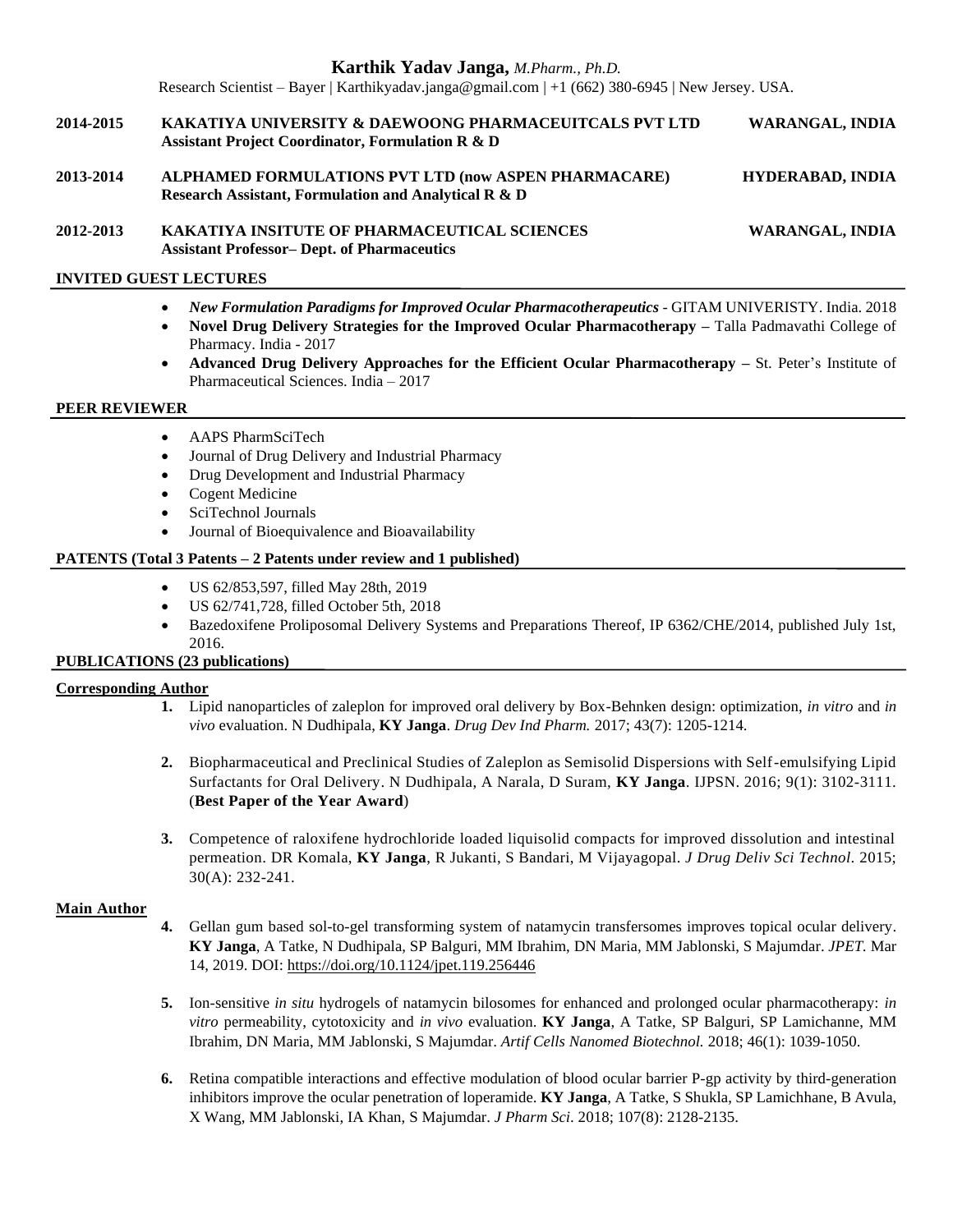**Karthik Yadav Janga,** *M.Pharm., Ph.D.*

Research Scientist – Bayer | Karthikyadav.janga@gmail.com | +1 (662) 380-6945 | New Jersey. USA.

**2014-2015** **KAKATIYA UNIVERSITY & DAEWOONG PHARMACEUITCALS PVT LTD** **WARANGAL, INDIA**
**Assistant Project Coordinator, Formulation R & D**

**2013-2014** **ALPHAMED FORMULATIONS PVT LTD (now ASPEN PHARMACARE)** **HYDERABAD, INDIA**
**Research Assistant, Formulation and Analytical R & D**

**2012-2013** **KAKATIYA INSITUTE OF PHARMACEUTICAL SCIENCES** **WARANGAL, INDIA**
**Assistant Professor– Dept. of Pharmaceutics**

## INVITED GUEST LECTURES

- ***New Formulation Paradigms for Improved Ocular Pharmacotherapeutics*** - GITAM UNIVERISTY. India. 2018
- **Novel Drug Delivery Strategies for the Improved Ocular Pharmacotherapy –** Talla Padmavathi College of Pharmacy. India - 2017
- **Advanced Drug Delivery Approaches for the Efficient Ocular Pharmacotherapy –** St. Peter's Institute of Pharmaceutical Sciences. India – 2017

## PEER REVIEWER

- AAPS PharmSciTech
- Journal of Drug Delivery and Industrial Pharmacy
- Drug Development and Industrial Pharmacy
- Cogent Medicine
- SciTechnol Journals
- Journal of Bioequivalence and Bioavailability

## PATENTS (Total 3 Patents – 2 Patents under review and 1 published)

- US 62/853,597, filled May 28th, 2019
- US 62/741,728, filled October 5th, 2018
- Bazedoxifene Proliposomal Delivery Systems and Preparations Thereof, IP 6362/CHE/2014, published July 1st, 2016.

## PUBLICATIONS (23 publications)

### Corresponding Author

1. Lipid nanoparticles of zaleplon for improved oral delivery by Box-Behnken design: optimization, *in vitro* and *in vivo* evaluation. N Dudhipala, **KY Janga**. *Drug Dev Ind Pharm.* 2017; 43(7): 1205-1214.

2. Biopharmaceutical and Preclinical Studies of Zaleplon as Semisolid Dispersions with Self-emulsifying Lipid Surfactants for Oral Delivery. N Dudhipala, A Narala, D Suram, **KY Janga**. IJPSN. 2016; 9(1): 3102-3111. (**Best Paper of the Year Award**)

3. Competence of raloxifene hydrochloride loaded liquisolid compacts for improved dissolution and intestinal permeation. DR Komala, **KY Janga**, R Jukanti, S Bandari, M Vijayagopal. *J Drug Deliv Sci Technol*. 2015; 30(A): 232-241.

### Main Author

4. Gellan gum based sol-to-gel transforming system of natamycin transfersomes improves topical ocular delivery. **KY Janga**, A Tatke, N Dudhipala, SP Balguri, MM Ibrahim, DN Maria, MM Jablonski, S Majumdar. *JPET.* Mar 14, 2019. DOI: https://doi.org/10.1124/jpet.119.256446

5. Ion-sensitive *in situ* hydrogels of natamycin bilosomes for enhanced and prolonged ocular pharmacotherapy: *in vitro* permeability, cytotoxicity and *in vivo* evaluation. **KY Janga**, A Tatke, SP Balguri, SP Lamichanne, MM Ibrahim, DN Maria, MM Jablonski, S Majumdar. *Artif Cells Nanomed Biotechnol.* 2018; 46(1): 1039-1050.

6. Retina compatible interactions and effective modulation of blood ocular barrier P-gp activity by third-generation inhibitors improve the ocular penetration of loperamide. **KY Janga**, A Tatke, S Shukla, SP Lamichhane, B Avula, X Wang, MM Jablonski, IA Khan, S Majumdar. *J Pharm Sci*. 2018; 107(8): 2128-2135.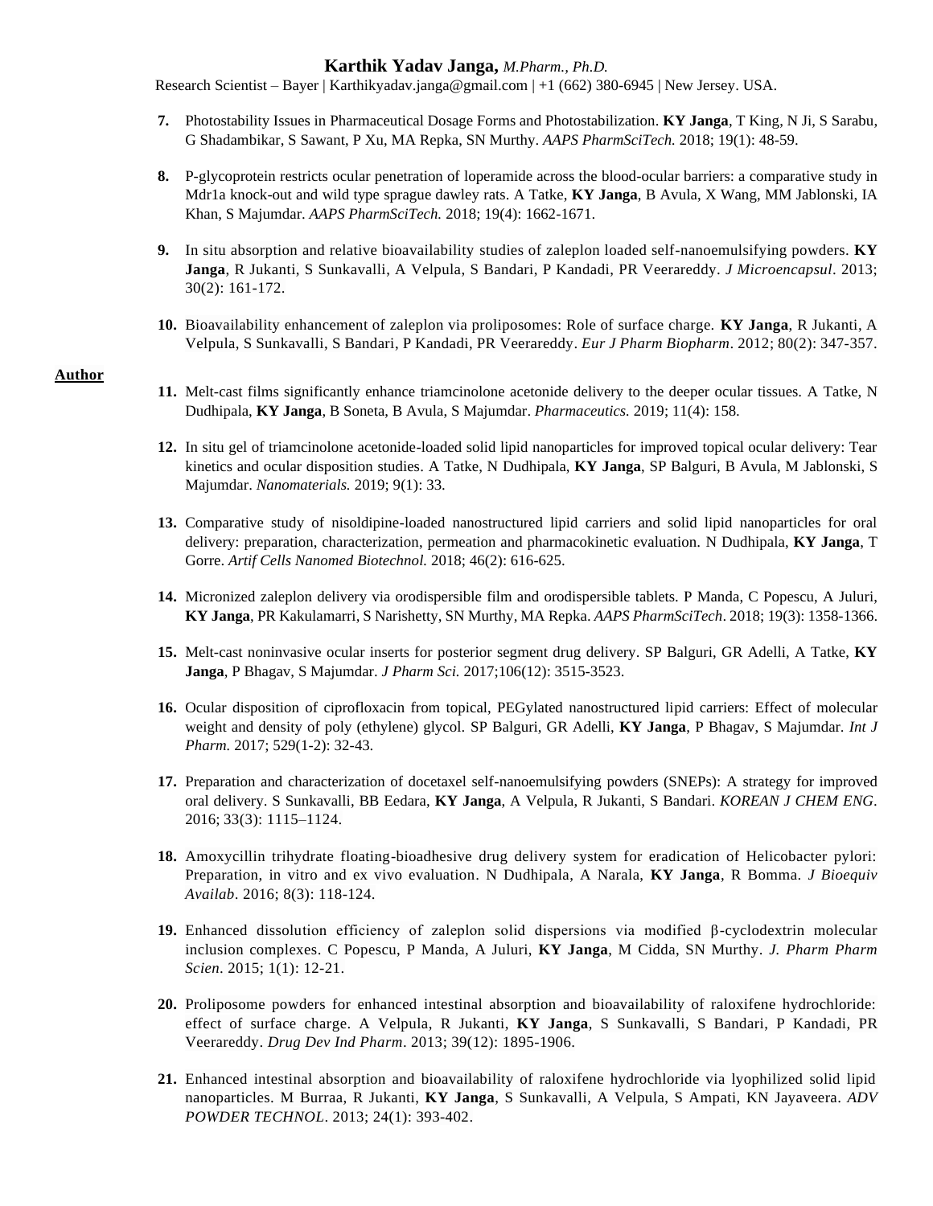7. Photostability Issues in Pharmaceutical Dosage Forms and Photostabilization. **KY Janga**, T King, N Ji, S Sarabu, G Shadambikar, S Sawant, P Xu, MA Repka, SN Murthy. *AAPS PharmSciTech.* 2018; 19(1): 48-59.

8. P-glycoprotein restricts ocular penetration of loperamide across the blood-ocular barriers: a comparative study in Mdr1a knock-out and wild type sprague dawley rats. A Tatke, **KY Janga**, B Avula, X Wang, MM Jablonski, IA Khan, S Majumdar. *AAPS PharmSciTech.* 2018; 19(4): 1662-1671.

9. In situ absorption and relative bioavailability studies of zaleplon loaded self-nanoemulsifying powders. **KY Janga**, R Jukanti, S Sunkavalli, A Velpula, S Bandari, P Kandadi, PR Veerareddy. *J Microencapsul*. 2013; 30(2): 161-172.

10. Bioavailability enhancement of zaleplon via proliposomes: Role of surface charge. **KY Janga**, R Jukanti, A Velpula, S Sunkavalli, S Bandari, P Kandadi, PR Veerareddy. *Eur J Pharm Biopharm*. 2012; 80(2): 347-357.

**Author**

11. Melt-cast films significantly enhance triamcinolone acetonide delivery to the deeper ocular tissues. A Tatke, N Dudhipala, **KY Janga**, B Soneta, B Avula, S Majumdar. *Pharmaceutics.* 2019; 11(4): 158.

12. In situ gel of triamcinolone acetonide-loaded solid lipid nanoparticles for improved topical ocular delivery: Tear kinetics and ocular disposition studies. A Tatke, N Dudhipala, **KY Janga**, SP Balguri, B Avula, M Jablonski, S Majumdar. *Nanomaterials.* 2019; 9(1): 33.

13. Comparative study of nisoldipine-loaded nanostructured lipid carriers and solid lipid nanoparticles for oral delivery: preparation, characterization, permeation and pharmacokinetic evaluation. N Dudhipala, **KY Janga**, T Gorre. *Artif Cells Nanomed Biotechnol.* 2018; 46(2): 616-625.

14. Micronized zaleplon delivery via orodispersible film and orodispersible tablets. P Manda, C Popescu, A Juluri, **KY Janga**, PR Kakulamarri, S Narishetty, SN Murthy, MA Repka. *AAPS PharmSciTech*. 2018; 19(3): 1358-1366.

15. Melt-cast noninvasive ocular inserts for posterior segment drug delivery. SP Balguri, GR Adelli, A Tatke, **KY Janga**, P Bhagav, S Majumdar. *J Pharm Sci.* 2017;106(12): 3515-3523.

16. Ocular disposition of ciprofloxacin from topical, PEGylated nanostructured lipid carriers: Effect of molecular weight and density of poly (ethylene) glycol. SP Balguri, GR Adelli, **KY Janga**, P Bhagav, S Majumdar. *Int J Pharm.* 2017; 529(1-2): 32-43.

17. Preparation and characterization of docetaxel self-nanoemulsifying powders (SNEPs): A strategy for improved oral delivery. S Sunkavalli, BB Eedara, **KY Janga**, A Velpula, R Jukanti, S Bandari. *KOREAN J CHEM ENG*. 2016; 33(3): 1115–1124.

18. Amoxycillin trihydrate floating-bioadhesive drug delivery system for eradication of Helicobacter pylori: Preparation, in vitro and ex vivo evaluation. N Dudhipala, A Narala, **KY Janga**, R Bomma. *J Bioequiv Availab*. 2016; 8(3): 118-124.

19. Enhanced dissolution efficiency of zaleplon solid dispersions via modified β-cyclodextrin molecular inclusion complexes. C Popescu, P Manda, A Juluri, **KY Janga**, M Cidda, SN Murthy. *J. Pharm Pharm Scien*. 2015; 1(1): 12-21.

20. Proliposome powders for enhanced intestinal absorption and bioavailability of raloxifene hydrochloride: effect of surface charge. A Velpula, R Jukanti, **KY Janga**, S Sunkavalli, S Bandari, P Kandadi, PR Veerareddy. *Drug Dev Ind Pharm*. 2013; 39(12): 1895-1906.

21. Enhanced intestinal absorption and bioavailability of raloxifene hydrochloride via lyophilized solid lipid nanoparticles. M Burraa, R Jukanti, **KY Janga**, S Sunkavalli, A Velpula, S Ampati, KN Jayaveera. *ADV POWDER TECHNOL*. 2013; 24(1): 393-402.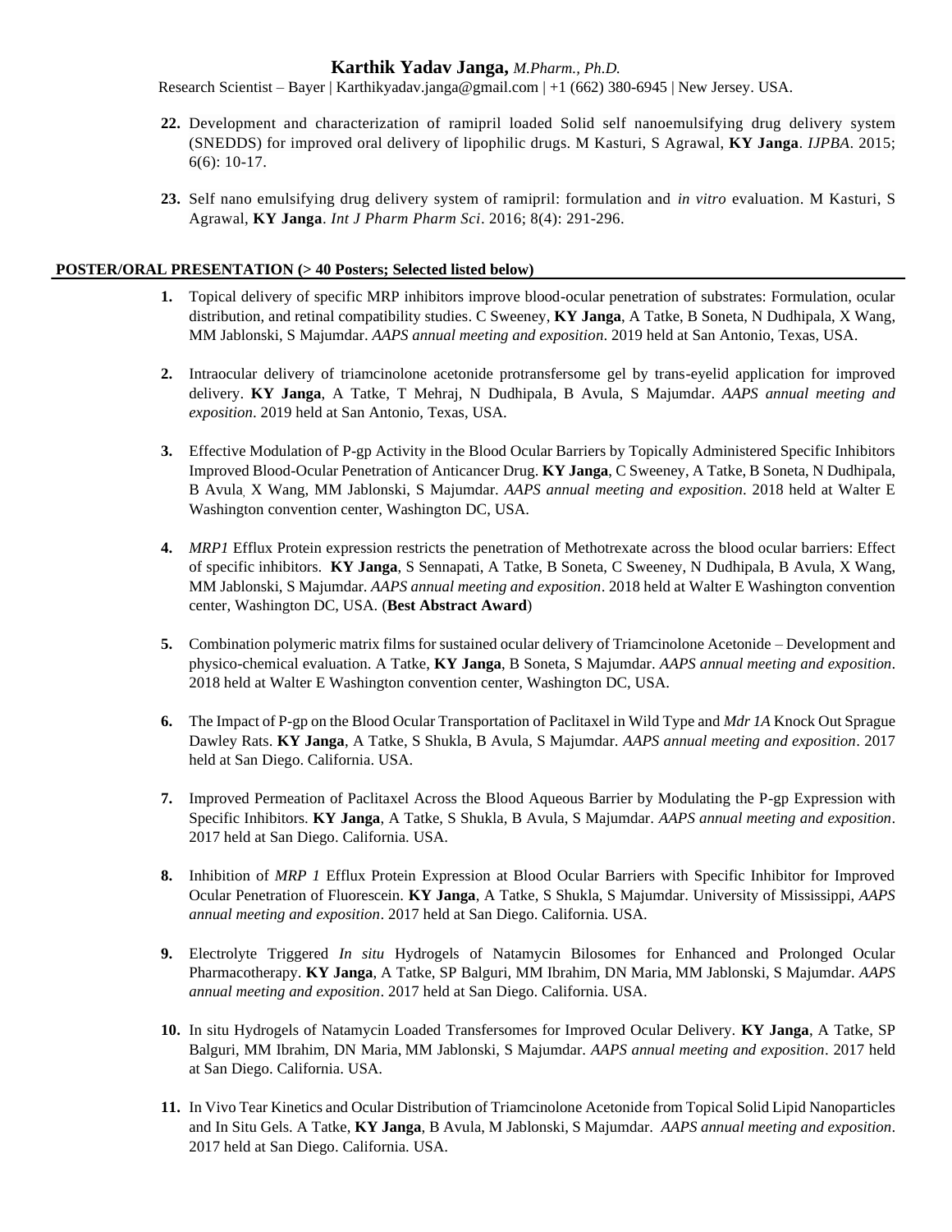22. Development and characterization of ramipril loaded Solid self nanoemulsifying drug delivery system (SNEDDS) for improved oral delivery of lipophilic drugs. M Kasturi, S Agrawal, **KY Janga**. *IJPBA*. 2015; 6(6): 10-17.

23. Self nano emulsifying drug delivery system of ramipril: formulation and *in vitro* evaluation. M Kasturi, S Agrawal, **KY Janga**. *Int J Pharm Pharm Sci*. 2016; 8(4): 291-296.

## POSTER/ORAL PRESENTATION (> 40 Posters; Selected listed below)

1. Topical delivery of specific MRP inhibitors improve blood-ocular penetration of substrates: Formulation, ocular distribution, and retinal compatibility studies. C Sweeney, **KY Janga**, A Tatke, B Soneta, N Dudhipala, X Wang, MM Jablonski, S Majumdar. *AAPS annual meeting and exposition*. 2019 held at San Antonio, Texas, USA.

2. Intraocular delivery of triamcinolone acetonide protransfersome gel by trans-eyelid application for improved delivery. **KY Janga**, A Tatke, T Mehraj, N Dudhipala, B Avula, S Majumdar. *AAPS annual meeting and exposition*. 2019 held at San Antonio, Texas, USA.

3. Effective Modulation of P-gp Activity in the Blood Ocular Barriers by Topically Administered Specific Inhibitors Improved Blood-Ocular Penetration of Anticancer Drug. **KY Janga**, C Sweeney, A Tatke, B Soneta, N Dudhipala, B Avula, X Wang, MM Jablonski, S Majumdar. *AAPS annual meeting and exposition*. 2018 held at Walter E Washington convention center, Washington DC, USA.

4. *MRP1* Efflux Protein expression restricts the penetration of Methotrexate across the blood ocular barriers: Effect of specific inhibitors. **KY Janga**, S Sennapati, A Tatke, B Soneta, C Sweeney, N Dudhipala, B Avula, X Wang, MM Jablonski, S Majumdar. *AAPS annual meeting and exposition*. 2018 held at Walter E Washington convention center, Washington DC, USA. (**Best Abstract Award**)

5. Combination polymeric matrix films for sustained ocular delivery of Triamcinolone Acetonide – Development and physico-chemical evaluation. A Tatke, **KY Janga**, B Soneta, S Majumdar. *AAPS annual meeting and exposition*. 2018 held at Walter E Washington convention center, Washington DC, USA.

6. The Impact of P-gp on the Blood Ocular Transportation of Paclitaxel in Wild Type and *Mdr 1A* Knock Out Sprague Dawley Rats. **KY Janga**, A Tatke, S Shukla, B Avula, S Majumdar. *AAPS annual meeting and exposition*. 2017 held at San Diego. California. USA.

7. Improved Permeation of Paclitaxel Across the Blood Aqueous Barrier by Modulating the P-gp Expression with Specific Inhibitors. **KY Janga**, A Tatke, S Shukla, B Avula, S Majumdar. *AAPS annual meeting and exposition*. 2017 held at San Diego. California. USA.

8. Inhibition of *MRP 1* Efflux Protein Expression at Blood Ocular Barriers with Specific Inhibitor for Improved Ocular Penetration of Fluorescein. **KY Janga**, A Tatke, S Shukla, S Majumdar. University of Mississippi, *AAPS annual meeting and exposition*. 2017 held at San Diego. California. USA.

9. Electrolyte Triggered *In situ* Hydrogels of Natamycin Bilosomes for Enhanced and Prolonged Ocular Pharmacotherapy. **KY Janga**, A Tatke, SP Balguri, MM Ibrahim, DN Maria, MM Jablonski, S Majumdar. *AAPS annual meeting and exposition*. 2017 held at San Diego. California. USA.

10. In situ Hydrogels of Natamycin Loaded Transfersomes for Improved Ocular Delivery. **KY Janga**, A Tatke, SP Balguri, MM Ibrahim, DN Maria, MM Jablonski, S Majumdar. *AAPS annual meeting and exposition*. 2017 held at San Diego. California. USA.

11. In Vivo Tear Kinetics and Ocular Distribution of Triamcinolone Acetonide from Topical Solid Lipid Nanoparticles and In Situ Gels. A Tatke, **KY Janga**, B Avula, M Jablonski, S Majumdar. *AAPS annual meeting and exposition*. 2017 held at San Diego. California. USA.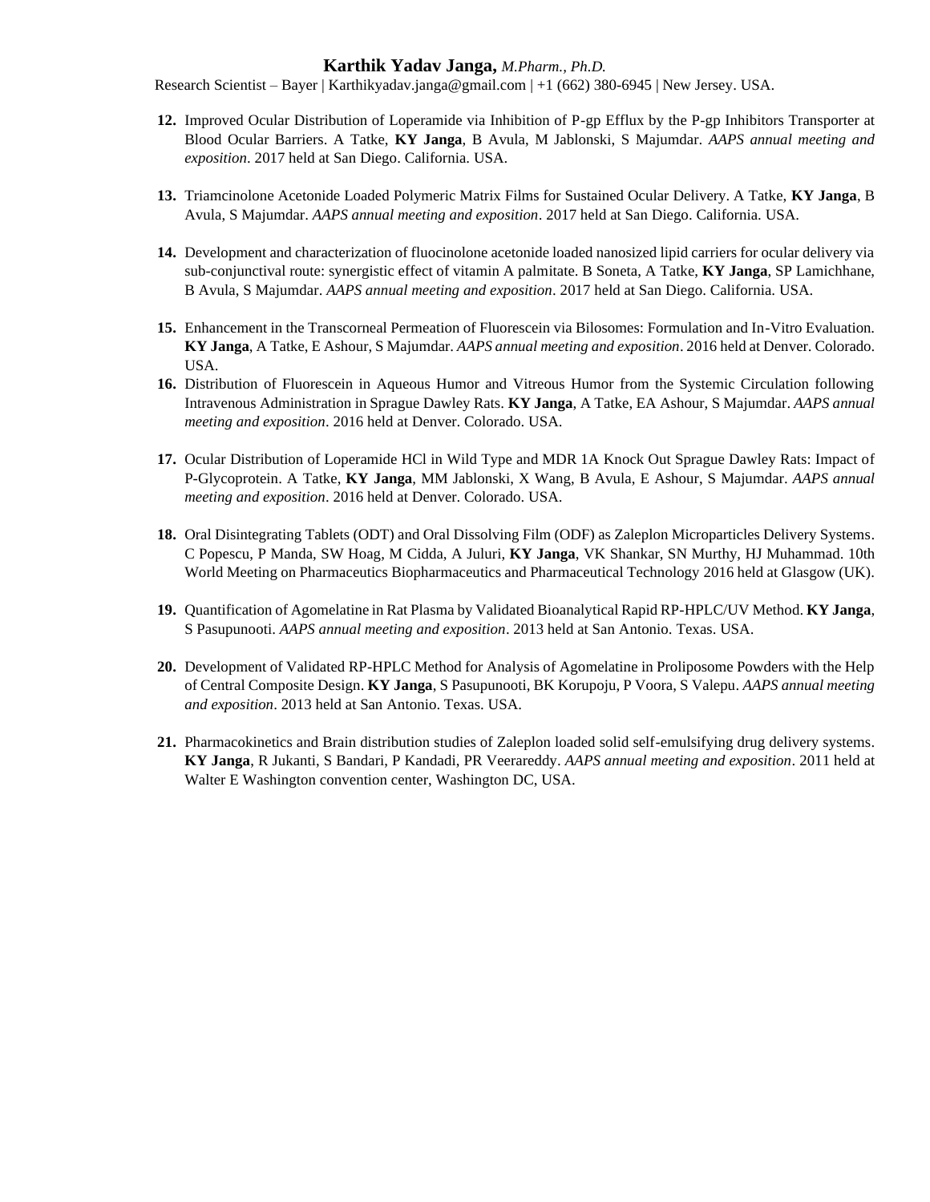12. Improved Ocular Distribution of Loperamide via Inhibition of P-gp Efflux by the P-gp Inhibitors Transporter at Blood Ocular Barriers. A Tatke, **KY Janga**, B Avula, M Jablonski, S Majumdar. *AAPS annual meeting and exposition*. 2017 held at San Diego. California. USA.

13. Triamcinolone Acetonide Loaded Polymeric Matrix Films for Sustained Ocular Delivery. A Tatke, **KY Janga**, B Avula, S Majumdar. *AAPS annual meeting and exposition*. 2017 held at San Diego. California. USA.

14. Development and characterization of fluocinolone acetonide loaded nanosized lipid carriers for ocular delivery via sub-conjunctival route: synergistic effect of vitamin A palmitate. B Soneta, A Tatke, **KY Janga**, SP Lamichhane, B Avula, S Majumdar. *AAPS annual meeting and exposition*. 2017 held at San Diego. California. USA.

15. Enhancement in the Transcorneal Permeation of Fluorescein via Bilosomes: Formulation and In-Vitro Evaluation. **KY Janga**, A Tatke, E Ashour, S Majumdar. *AAPS annual meeting and exposition*. 2016 held at Denver. Colorado. USA.

16. Distribution of Fluorescein in Aqueous Humor and Vitreous Humor from the Systemic Circulation following Intravenous Administration in Sprague Dawley Rats. **KY Janga**, A Tatke, EA Ashour, S Majumdar. *AAPS annual meeting and exposition*. 2016 held at Denver. Colorado. USA.

17. Ocular Distribution of Loperamide HCl in Wild Type and MDR 1A Knock Out Sprague Dawley Rats: Impact of P-Glycoprotein. A Tatke, **KY Janga**, MM Jablonski, X Wang, B Avula, E Ashour, S Majumdar. *AAPS annual meeting and exposition*. 2016 held at Denver. Colorado. USA.

18. Oral Disintegrating Tablets (ODT) and Oral Dissolving Film (ODF) as Zaleplon Microparticles Delivery Systems. C Popescu, P Manda, SW Hoag, M Cidda, A Juluri, **KY Janga**, VK Shankar, SN Murthy, HJ Muhammad. 10th World Meeting on Pharmaceutics Biopharmaceutics and Pharmaceutical Technology 2016 held at Glasgow (UK).

19. Quantification of Agomelatine in Rat Plasma by Validated Bioanalytical Rapid RP-HPLC/UV Method. **KY Janga**, S Pasupunooti. *AAPS annual meeting and exposition*. 2013 held at San Antonio. Texas. USA.

20. Development of Validated RP-HPLC Method for Analysis of Agomelatine in Proliposome Powders with the Help of Central Composite Design. **KY Janga**, S Pasupunooti, BK Korupoju, P Voora, S Valepu. *AAPS annual meeting and exposition*. 2013 held at San Antonio. Texas. USA.

21. Pharmacokinetics and Brain distribution studies of Zaleplon loaded solid self-emulsifying drug delivery systems. **KY Janga**, R Jukanti, S Bandari, P Kandadi, PR Veerareddy. *AAPS annual meeting and exposition*. 2011 held at Walter E Washington convention center, Washington DC, USA.